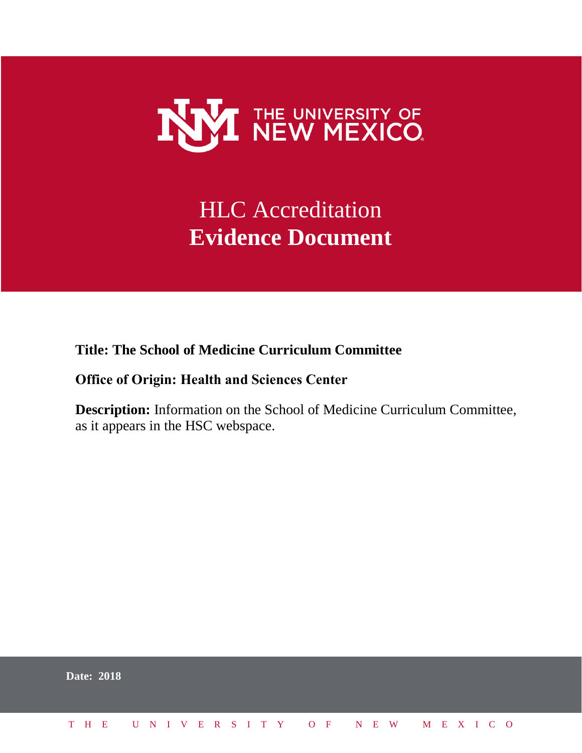# THE UNIVERSITY OF NEW MEXICO

# HLC Accreditation **Evidence Document**

**Title: The School of Medicine Curriculum Committee**

**Office of Origin: Health and Sciences Center**

**Description:** Information on the School of Medicine Curriculum Committee, as it appears in the HSC webspace.

**Date: 2018**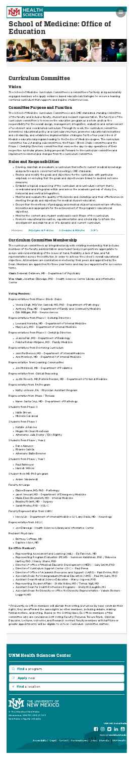# School of Medicine: Office of Education

## Curriculum Committee

### Vision

The School of Medicine Curriculum Committee is a committee of actively and passionately engaged members who apply evidence based educational strategies to ensure a learning centered curriculum that supports and inspires student success.

### Committee Purpose and Function

The School of Medicine Curriculum Committee is an LCME mandated standing committee of the faculty and includes faculty, student and resident representation. The function of the curriculum committee is to oversee the education program as a whole and is the responsibility for the overall design, management, integration, evaluation and enhancement of a coherent and coordinated curriculum. Through its work, the curriculum committee determines educational policy and curricular structure, promotes educational innovations and scholarship, and establishes implementation strategies for the four year School of Medicine educational program leading to the Doctor of Medicine degree. The curriculum committee has 2 standing subcommittees, the Phase I Block Chairs committee and the Phase II Clerkship Directors committee that oversee the day-to-day operations of their respective curricular phase, bring proposals forward to the curriculum committee and implement recommended changes from the curriculum committee.

### Roles and Responsibilities

- Develop, maintain and evaluate a curriculum that reflects current medical knowledge and practice and is consistent with meeting LCME standards.
- Review and modify the goals and objectives for the curriculum with particular emphasis on ensuring that the goals and objectives are linked to desired outcome measures.
- Establish a logical sequencing of the curriculum and curriculum content that is co-ordinated and integrated within and across the academic periods of study (i.e., horizontal and vertical integration).
- Monitor and evaluate the quality of the blocks and clerkships and their effectiveness in meeting the goals and objectives for medical student education.
- Ensure that the methods of pedagogy and medical student assessment are effective, innovative and appropriate for the achievement of the program's educational objectives.
- Monitor the content and student workload in each Phase of the curriculum.
- Promote educational innovation, experimentation and scholarship to inform the development and maintenance of a dynamic and current curriculum.

Members | Principles & Policies | Schedules & Minutes | SOP's

## Curriculum Committee Membership

The curriculum committee is an integrated body with rotating membership that includes members of the faculty, administration and student body in proportions appropriate to assure wise understanding of the issues at hand, flexibility, a lack of bias, and full representation across the institution, in order to achieve the school's overall educational objectives. All members are nominated or elected by their peers and appointed by the Dean. Members are appointed for three-year terms and may be appointed for successive terms.

**Chair:** Deborah Delmore, MD – Department of Psychiatry

**Vice Chair:** Jonathan Eldredge, PhD – Health Sciences Center Library and Informatics Center

**Voting Members:**

Representatives from Phase I Block Chairs

- Veena Singh, MD/Kim Samedi, MD, PhD – Department of Pathology
- Anthony Fleg, MD – Department of Family and Community Medicine
- Erin Milligan, PhD – Neurosciences

Representatives from Phase II Clerkship Directors

- Leonard Noronha, MD – Department of Internal Medicine
- Mary Lacy, MD – Department of Internal Medicine

Representatives from Phase III Clerkship Directors

- Joanna Fair, MD – Department of Radiology
- Felisha Rohan-Minjares, MD – Family Medicine

Representatives from Doctoring Curriculum

- Jenn Pederson, MD – Department of Internal Medicine
- Ann Morrison, MD – Department of Internal Medicine

Representative from Learning Communities

- Jim McKinnell, MD – Department of Pediatrics

Representative from Clinical Reasoning

- Justin Roesch, MD/Patrick Rendon, MD – Department of Internal Medicine

Representative from PA Program

- Kathy Johnson, PA – Physician Assistant Program

Representative from Phase I Threads

- Karen Santa Cruz, MD – Department of Pathology

Students from Phase III

- Hallie Brown
- Michelle Sandoval

Students from Phase II

- Natalie Johannes
- Megan McClean Moorhead
- Alternates: Julia Dexter / Eric Rightly

Students from Phase I, Year 2

- Dave Alanzo
- Ricardo Galicia
- Alternate: Baille Bronner

Students from Phase I, Year 1

- Paul Ratmeyer
- Hannah Wilcox

Student from MD-PhD program

- Arden Vanderwall

Faculty At-Large

- Elaine Bearer, MD, PhD – Pathology
- Janet Veesart, MD – Department of Emergency Medicine
- Marie-Eleni Roumelioti, MD – Internal Medicine
- Bradley Pickett, MD – Surgery
- Sarah Morley, PhD – HSLIC

Faculty Representative from VAHC

- Henry Lin – Department of Internal Medicine-GI / Larry Davis, MD – Neurology

Representative from HSLIC

- Jon Eldredge – Health Sciences Library and Informatics Center

Resident Physicians

- Brittney Coffman, MD
- Daphne Olson, MD

**Ex-officio Members\*:**

- Representing Assessment and Learning (AAL) – Ed Fancovic, MD
- Representing Program Evaluation (PEAR) – Summers Kalishman, PhD / Rebecca Hartley, PhD / Nancy Shane, PhD
- Director of Office of Medical Educator Development (OMED) – Gary Smith, PhD
- Director of Curriculum Support Center (CSC) – Paul Perea
- Director of Office of Academic Resources and Support (OARS) – Pam DeVee, PhD
- Associate Dean for Undergraduate Medical Education (UME) – Paul McGuire, PhD
- Assistant Dean Medical Science Education – Marcy Osgood, PhD
- Representing Student Affairs – Sheila Hickey, MD / Teresa Vigil, MD
- Assistant Dean for Health Professions Programs – Shelly McLaughlin, MS
- Associate Dean for Diversity or Office for Diversity Representative – Valerie Romero-Leggott, MD

\* Frequently, ex-officio members will abstain from voting, but unless by-laws constrain their rights, they are afforded the same rights as other members, including debate, making formal motions, and voting. Based on the SOM by-laws, Ex-Officio members of this committee who are considered SOM Voting Faculty (Tenured, Tenure-Track, Clinician Educator, Lecturer, Instructor, and Research contract faculty members with half-time or greater appointments) will be eligible to vote on Curriculum Committee matters.